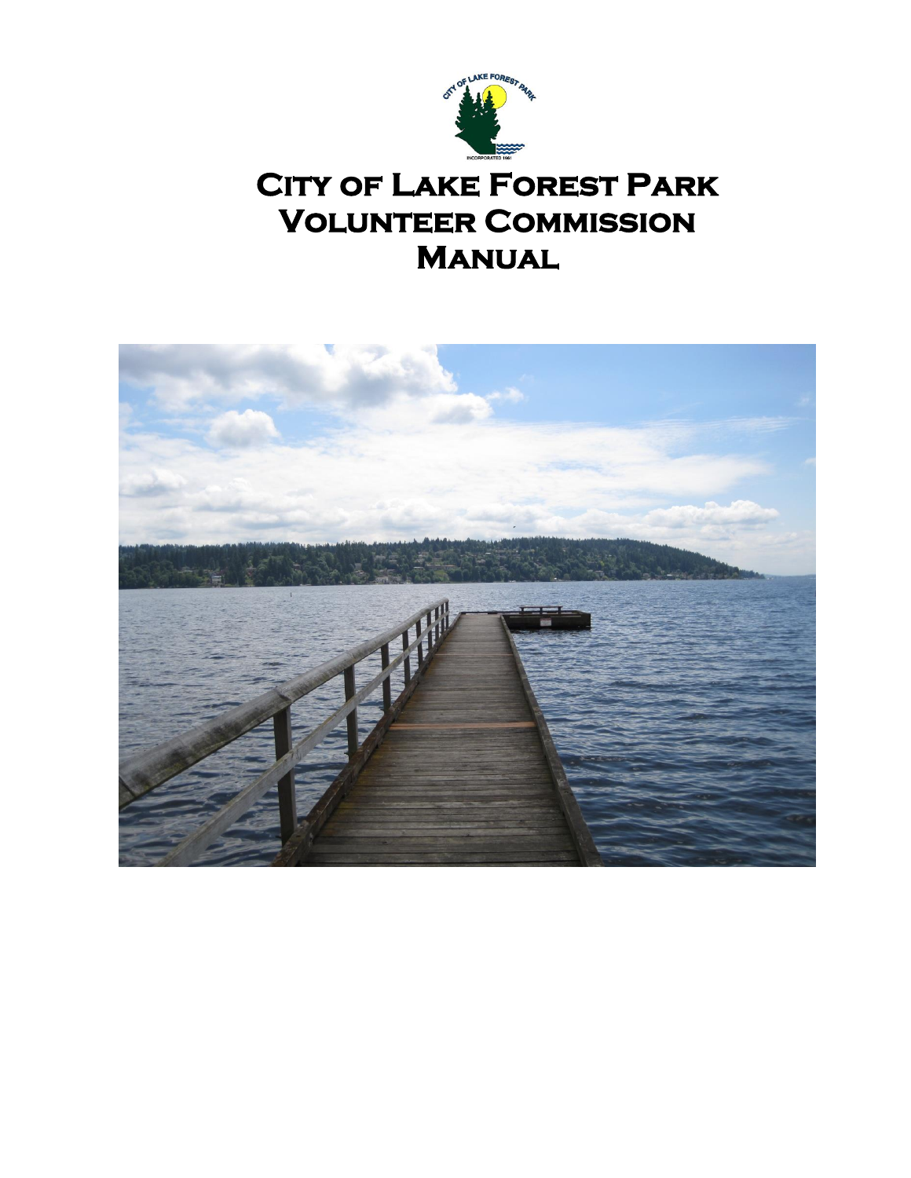# City of Lake Forest Park Volunteer Commission Manual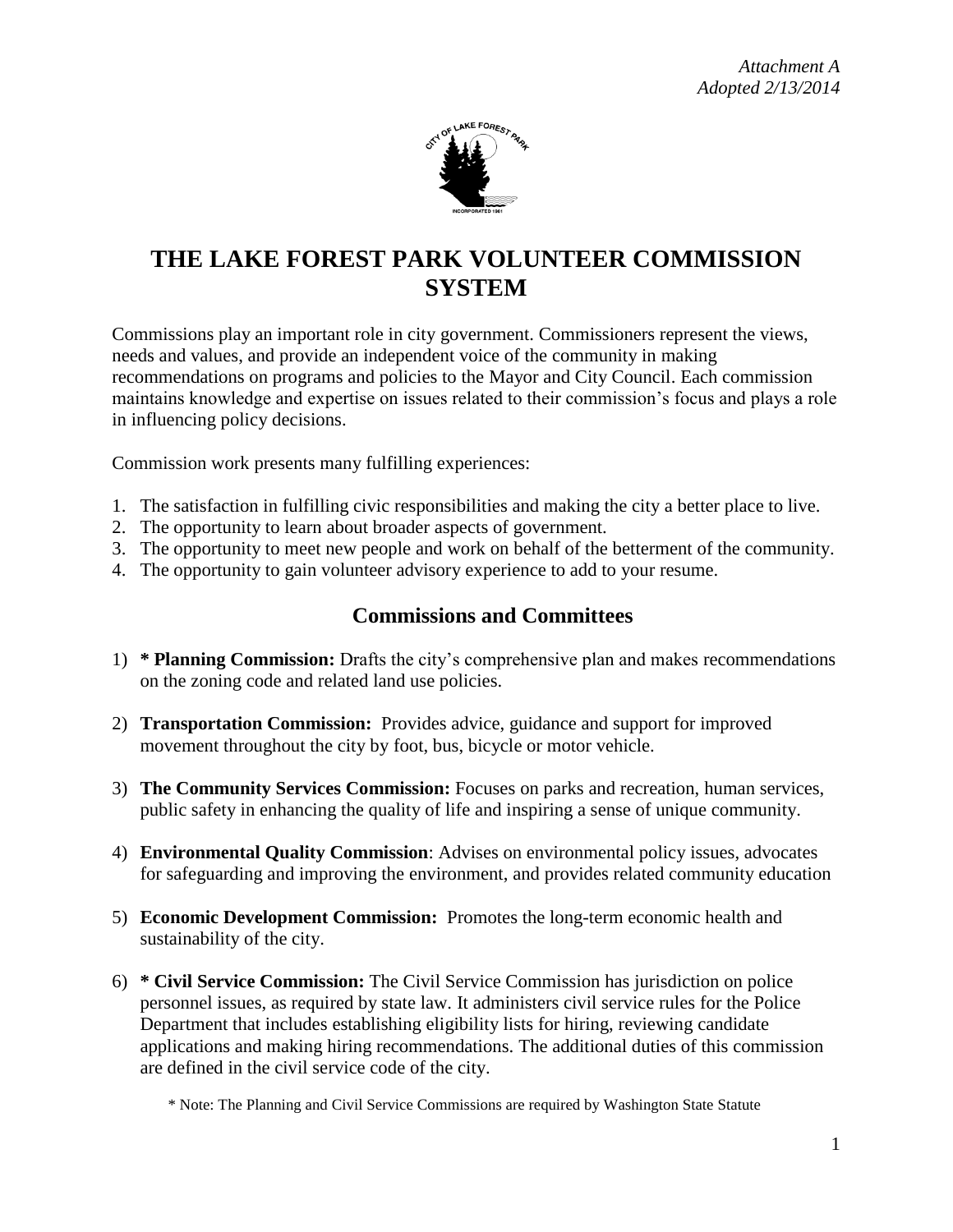*Attachment A*
*Adopted 2/13/2014*

# THE LAKE FOREST PARK VOLUNTEER COMMISSION SYSTEM

Commissions play an important role in city government. Commissioners represent the views, needs and values, and provide an independent voice of the community in making recommendations on programs and policies to the Mayor and City Council. Each commission maintains knowledge and expertise on issues related to their commission's focus and plays a role in influencing policy decisions.

Commission work presents many fulfilling experiences:

1. The satisfaction in fulfilling civic responsibilities and making the city a better place to live.
2. The opportunity to learn about broader aspects of government.
3. The opportunity to meet new people and work on behalf of the betterment of the community.
4. The opportunity to gain volunteer advisory experience to add to your resume.

## Commissions and Committees

1) **\* Planning Commission:** Drafts the city's comprehensive plan and makes recommendations on the zoning code and related land use policies.

2) **Transportation Commission:** Provides advice, guidance and support for improved movement throughout the city by foot, bus, bicycle or motor vehicle.

3) **The Community Services Commission:** Focuses on parks and recreation, human services, public safety in enhancing the quality of life and inspiring a sense of unique community.

4) **Environmental Quality Commission**: Advises on environmental policy issues, advocates for safeguarding and improving the environment, and provides related community education

5) **Economic Development Commission:** Promotes the long-term economic health and sustainability of the city.

6) **\* Civil Service Commission:** The Civil Service Commission has jurisdiction on police personnel issues, as required by state law. It administers civil service rules for the Police Department that includes establishing eligibility lists for hiring, reviewing candidate applications and making hiring recommendations. The additional duties of this commission are defined in the civil service code of the city.

\* Note: The Planning and Civil Service Commissions are required by Washington State Statute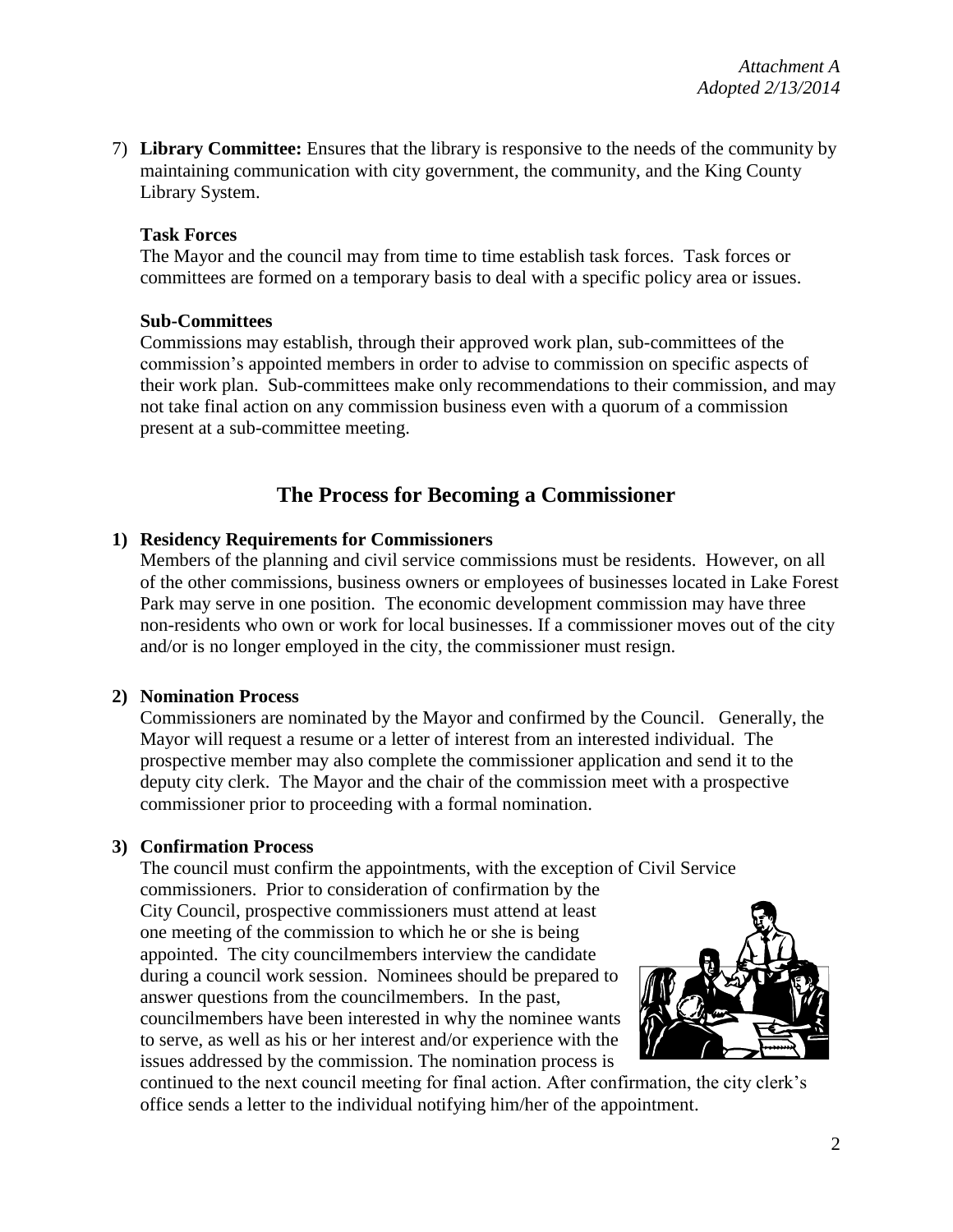7) **Library Committee:** Ensures that the library is responsive to the needs of the community by maintaining communication with city government, the community, and the King County Library System.

**Task Forces**

The Mayor and the council may from time to time establish task forces. Task forces or committees are formed on a temporary basis to deal with a specific policy area or issues.

**Sub-Committees**

Commissions may establish, through their approved work plan, sub-committees of the commission's appointed members in order to advise to commission on specific aspects of their work plan. Sub-committees make only recommendations to their commission, and may not take final action on any commission business even with a quorum of a commission present at a sub-committee meeting.

## The Process for Becoming a Commissioner

**1) Residency Requirements for Commissioners**

Members of the planning and civil service commissions must be residents. However, on all of the other commissions, business owners or employees of businesses located in Lake Forest Park may serve in one position. The economic development commission may have three non-residents who own or work for local businesses. If a commissioner moves out of the city and/or is no longer employed in the city, the commissioner must resign.

**2) Nomination Process**

Commissioners are nominated by the Mayor and confirmed by the Council. Generally, the Mayor will request a resume or a letter of interest from an interested individual. The prospective member may also complete the commissioner application and send it to the deputy city clerk. The Mayor and the chair of the commission meet with a prospective commissioner prior to proceeding with a formal nomination.

**3) Confirmation Process**

The council must confirm the appointments, with the exception of Civil Service commissioners. Prior to consideration of confirmation by the City Council, prospective commissioners must attend at least one meeting of the commission to which he or she is being appointed. The city councilmembers interview the candidate during a council work session. Nominees should be prepared to answer questions from the councilmembers. In the past, councilmembers have been interested in why the nominee wants to serve, as well as his or her interest and/or experience with the issues addressed by the commission. The nomination process is continued to the next council meeting for final action. After confirmation, the city clerk's office sends a letter to the individual notifying him/her of the appointment.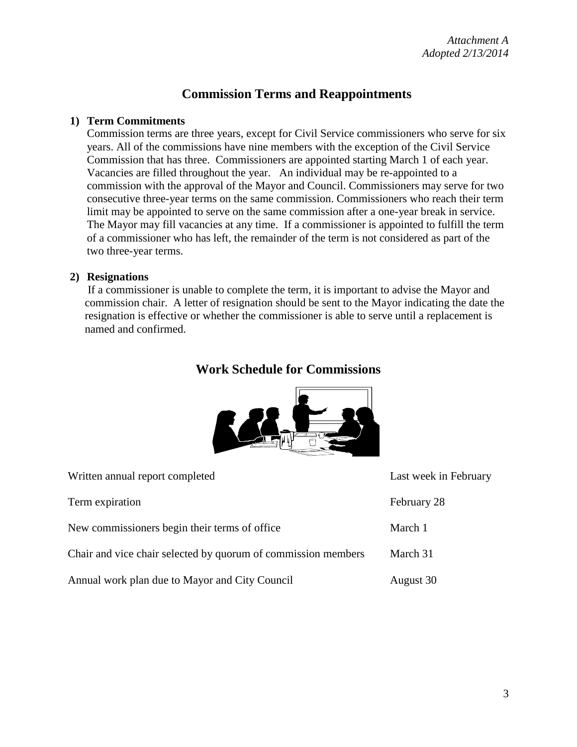*Attachment A*
*Adopted 2/13/2014*

# Commission Terms and Reappointments

**1) Term Commitments**

Commission terms are three years, except for Civil Service commissioners who serve for six years. All of the commissions have nine members with the exception of the Civil Service Commission that has three. Commissioners are appointed starting March 1 of each year. Vacancies are filled throughout the year. An individual may be re-appointed to a commission with the approval of the Mayor and Council. Commissioners may serve for two consecutive three-year terms on the same commission. Commissioners who reach their term limit may be appointed to serve on the same commission after a one-year break in service. The Mayor may fill vacancies at any time. If a commissioner is appointed to fulfill the term of a commissioner who has left, the remainder of the term is not considered as part of the two three-year terms.

**2) Resignations**

If a commissioner is unable to complete the term, it is important to advise the Mayor and commission chair. A letter of resignation should be sent to the Mayor indicating the date the resignation is effective or whether the commissioner is able to serve until a replacement is named and confirmed.

# Work Schedule for Commissions

| | |
|---|---|
| Written annual report completed | Last week in February |
| Term expiration | February 28 |
| New commissioners begin their terms of office | March 1 |
| Chair and vice chair selected by quorum of commission members | March 31 |
| Annual work plan due to Mayor and City Council | August 30 |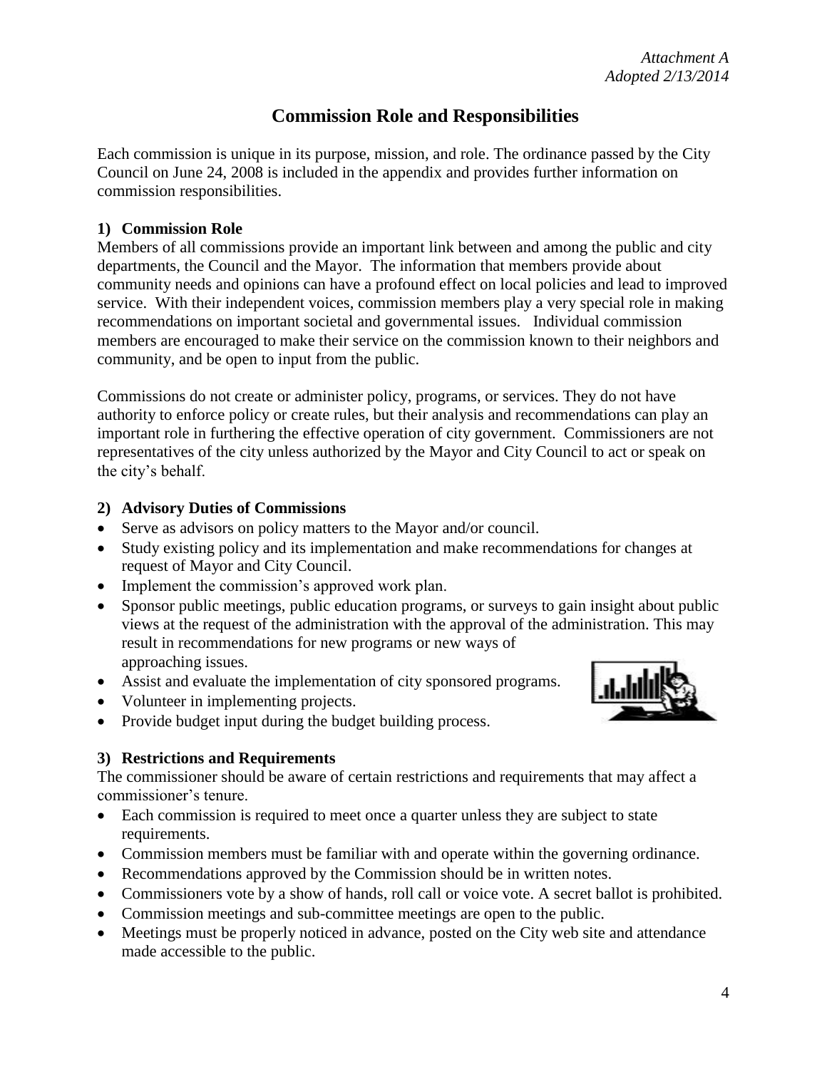*Attachment A*
*Adopted 2/13/2014*

# Commission Role and Responsibilities

Each commission is unique in its purpose, mission, and role. The ordinance passed by the City Council on June 24, 2008 is included in the appendix and provides further information on commission responsibilities.

### 1) Commission Role

Members of all commissions provide an important link between and among the public and city departments, the Council and the Mayor. The information that members provide about community needs and opinions can have a profound effect on local policies and lead to improved service. With their independent voices, commission members play a very special role in making recommendations on important societal and governmental issues. Individual commission members are encouraged to make their service on the commission known to their neighbors and community, and be open to input from the public.

Commissions do not create or administer policy, programs, or services. They do not have authority to enforce policy or create rules, but their analysis and recommendations can play an important role in furthering the effective operation of city government. Commissioners are not representatives of the city unless authorized by the Mayor and City Council to act or speak on the city's behalf.

### 2) Advisory Duties of Commissions

- Serve as advisors on policy matters to the Mayor and/or council.
- Study existing policy and its implementation and make recommendations for changes at request of Mayor and City Council.
- Implement the commission's approved work plan.
- Sponsor public meetings, public education programs, or surveys to gain insight about public views at the request of the administration with the approval of the administration. This may result in recommendations for new programs or new ways of approaching issues.
- Assist and evaluate the implementation of city sponsored programs.
- Volunteer in implementing projects.
- Provide budget input during the budget building process.

### 3) Restrictions and Requirements

The commissioner should be aware of certain restrictions and requirements that may affect a commissioner's tenure.

- Each commission is required to meet once a quarter unless they are subject to state requirements.
- Commission members must be familiar with and operate within the governing ordinance.
- Recommendations approved by the Commission should be in written notes.
- Commissioners vote by a show of hands, roll call or voice vote. A secret ballot is prohibited.
- Commission meetings and sub-committee meetings are open to the public.
- Meetings must be properly noticed in advance, posted on the City web site and attendance made accessible to the public.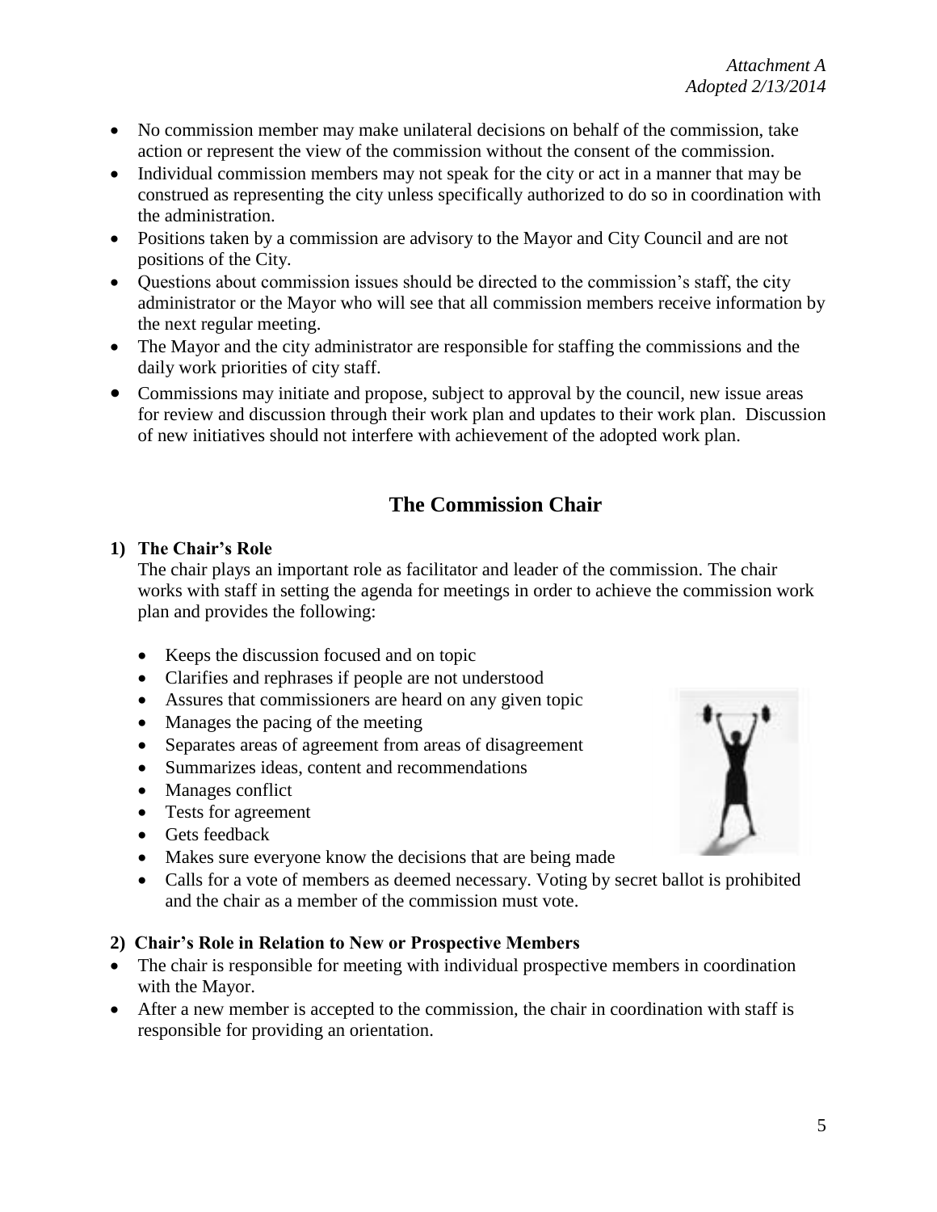- No commission member may make unilateral decisions on behalf of the commission, take action or represent the view of the commission without the consent of the commission.
- Individual commission members may not speak for the city or act in a manner that may be construed as representing the city unless specifically authorized to do so in coordination with the administration.
- Positions taken by a commission are advisory to the Mayor and City Council and are not positions of the City.
- Questions about commission issues should be directed to the commission's staff, the city administrator or the Mayor who will see that all commission members receive information by the next regular meeting.
- The Mayor and the city administrator are responsible for staffing the commissions and the daily work priorities of city staff.
- Commissions may initiate and propose, subject to approval by the council, new issue areas for review and discussion through their work plan and updates to their work plan. Discussion of new initiatives should not interfere with achievement of the adopted work plan.

## The Commission Chair

**1) The Chair's Role**

The chair plays an important role as facilitator and leader of the commission. The chair works with staff in setting the agenda for meetings in order to achieve the commission work plan and provides the following:

- Keeps the discussion focused and on topic
- Clarifies and rephrases if people are not understood
- Assures that commissioners are heard on any given topic
- Manages the pacing of the meeting
- Separates areas of agreement from areas of disagreement
- Summarizes ideas, content and recommendations
- Manages conflict
- Tests for agreement
- Gets feedback
- Makes sure everyone know the decisions that are being made
- Calls for a vote of members as deemed necessary. Voting by secret ballot is prohibited and the chair as a member of the commission must vote.

**2) Chair's Role in Relation to New or Prospective Members**

- The chair is responsible for meeting with individual prospective members in coordination with the Mayor.
- After a new member is accepted to the commission, the chair in coordination with staff is responsible for providing an orientation.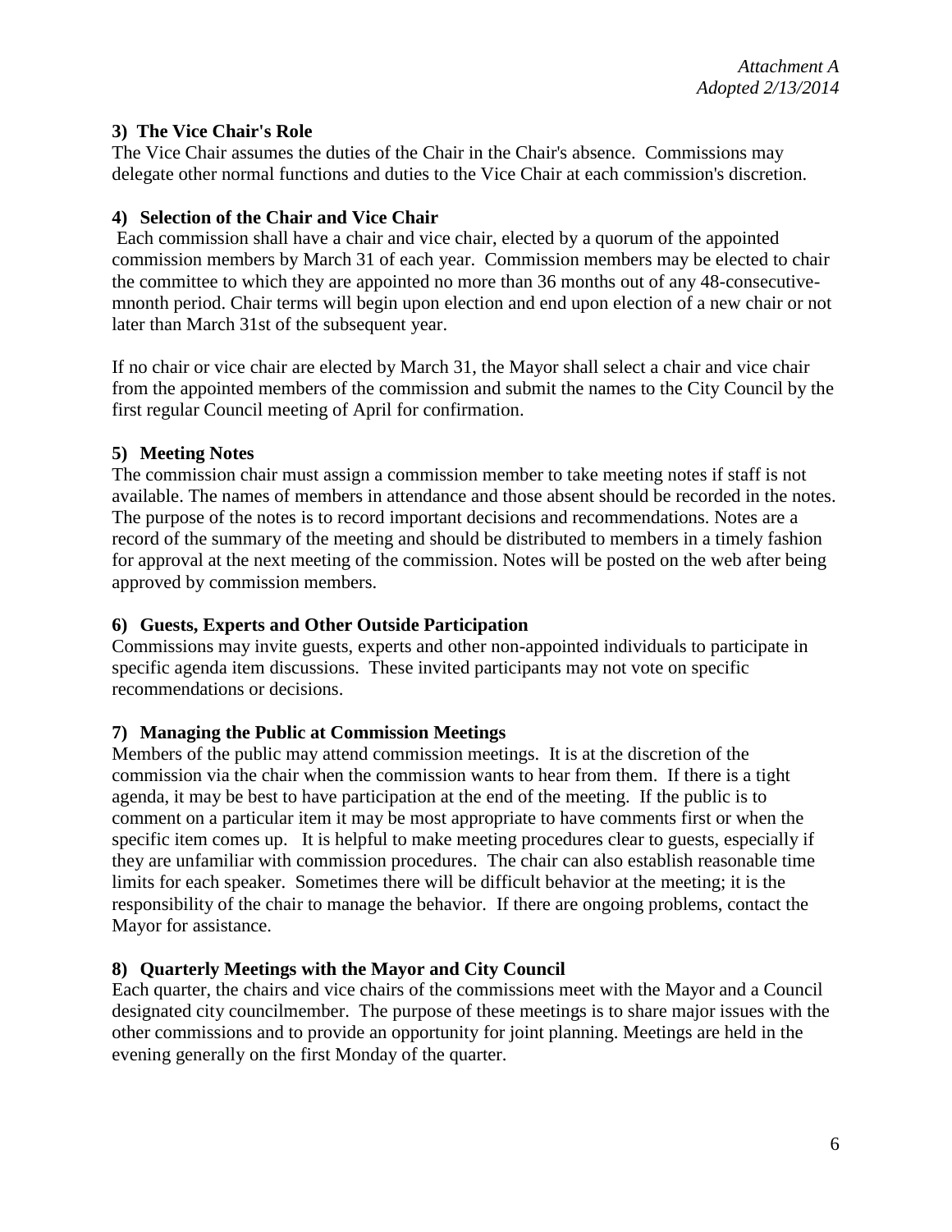*Attachment A*
*Adopted 2/13/2014*

**3) The Vice Chair's Role**

The Vice Chair assumes the duties of the Chair in the Chair's absence. Commissions may delegate other normal functions and duties to the Vice Chair at each commission's discretion.

**4) Selection of the Chair and Vice Chair**

Each commission shall have a chair and vice chair, elected by a quorum of the appointed commission members by March 31 of each year. Commission members may be elected to chair the committee to which they are appointed no more than 36 months out of any 48-consecutive-mnonth period. Chair terms will begin upon election and end upon election of a new chair or not later than March 31st of the subsequent year.

If no chair or vice chair are elected by March 31, the Mayor shall select a chair and vice chair from the appointed members of the commission and submit the names to the City Council by the first regular Council meeting of April for confirmation.

**5) Meeting Notes**

The commission chair must assign a commission member to take meeting notes if staff is not available. The names of members in attendance and those absent should be recorded in the notes. The purpose of the notes is to record important decisions and recommendations. Notes are a record of the summary of the meeting and should be distributed to members in a timely fashion for approval at the next meeting of the commission. Notes will be posted on the web after being approved by commission members.

**6) Guests, Experts and Other Outside Participation**

Commissions may invite guests, experts and other non-appointed individuals to participate in specific agenda item discussions. These invited participants may not vote on specific recommendations or decisions.

**7) Managing the Public at Commission Meetings**

Members of the public may attend commission meetings. It is at the discretion of the commission via the chair when the commission wants to hear from them. If there is a tight agenda, it may be best to have participation at the end of the meeting. If the public is to comment on a particular item it may be most appropriate to have comments first or when the specific item comes up. It is helpful to make meeting procedures clear to guests, especially if they are unfamiliar with commission procedures. The chair can also establish reasonable time limits for each speaker. Sometimes there will be difficult behavior at the meeting; it is the responsibility of the chair to manage the behavior. If there are ongoing problems, contact the Mayor for assistance.

**8) Quarterly Meetings with the Mayor and City Council**

Each quarter, the chairs and vice chairs of the commissions meet with the Mayor and a Council designated city councilmember. The purpose of these meetings is to share major issues with the other commissions and to provide an opportunity for joint planning. Meetings are held in the evening generally on the first Monday of the quarter.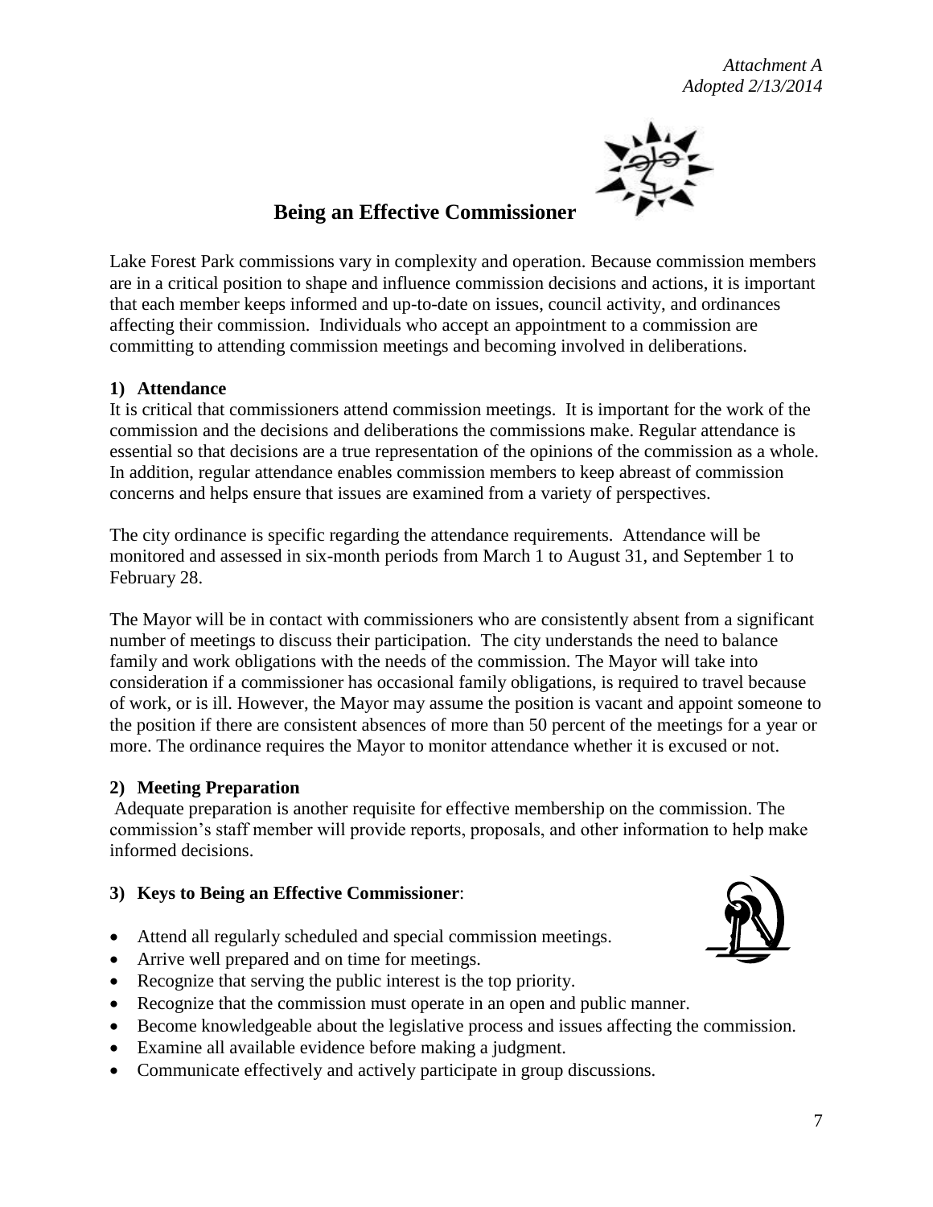*Attachment A*
*Adopted 2/13/2014*

# Being an Effective Commissioner

Lake Forest Park commissions vary in complexity and operation. Because commission members are in a critical position to shape and influence commission decisions and actions, it is important that each member keeps informed and up-to-date on issues, council activity, and ordinances affecting their commission. Individuals who accept an appointment to a commission are committing to attending commission meetings and becoming involved in deliberations.

## 1) Attendance

It is critical that commissioners attend commission meetings. It is important for the work of the commission and the decisions and deliberations the commissions make. Regular attendance is essential so that decisions are a true representation of the opinions of the commission as a whole. In addition, regular attendance enables commission members to keep abreast of commission concerns and helps ensure that issues are examined from a variety of perspectives.

The city ordinance is specific regarding the attendance requirements. Attendance will be monitored and assessed in six-month periods from March 1 to August 31, and September 1 to February 28.

The Mayor will be in contact with commissioners who are consistently absent from a significant number of meetings to discuss their participation. The city understands the need to balance family and work obligations with the needs of the commission. The Mayor will take into consideration if a commissioner has occasional family obligations, is required to travel because of work, or is ill. However, the Mayor may assume the position is vacant and appoint someone to the position if there are consistent absences of more than 50 percent of the meetings for a year or more. The ordinance requires the Mayor to monitor attendance whether it is excused or not.

## 2) Meeting Preparation

Adequate preparation is another requisite for effective membership on the commission. The commission's staff member will provide reports, proposals, and other information to help make informed decisions.

## 3) Keys to Being an Effective Commissioner:

- Attend all regularly scheduled and special commission meetings.
- Arrive well prepared and on time for meetings.
- Recognize that serving the public interest is the top priority.
- Recognize that the commission must operate in an open and public manner.
- Become knowledgeable about the legislative process and issues affecting the commission.
- Examine all available evidence before making a judgment.
- Communicate effectively and actively participate in group discussions.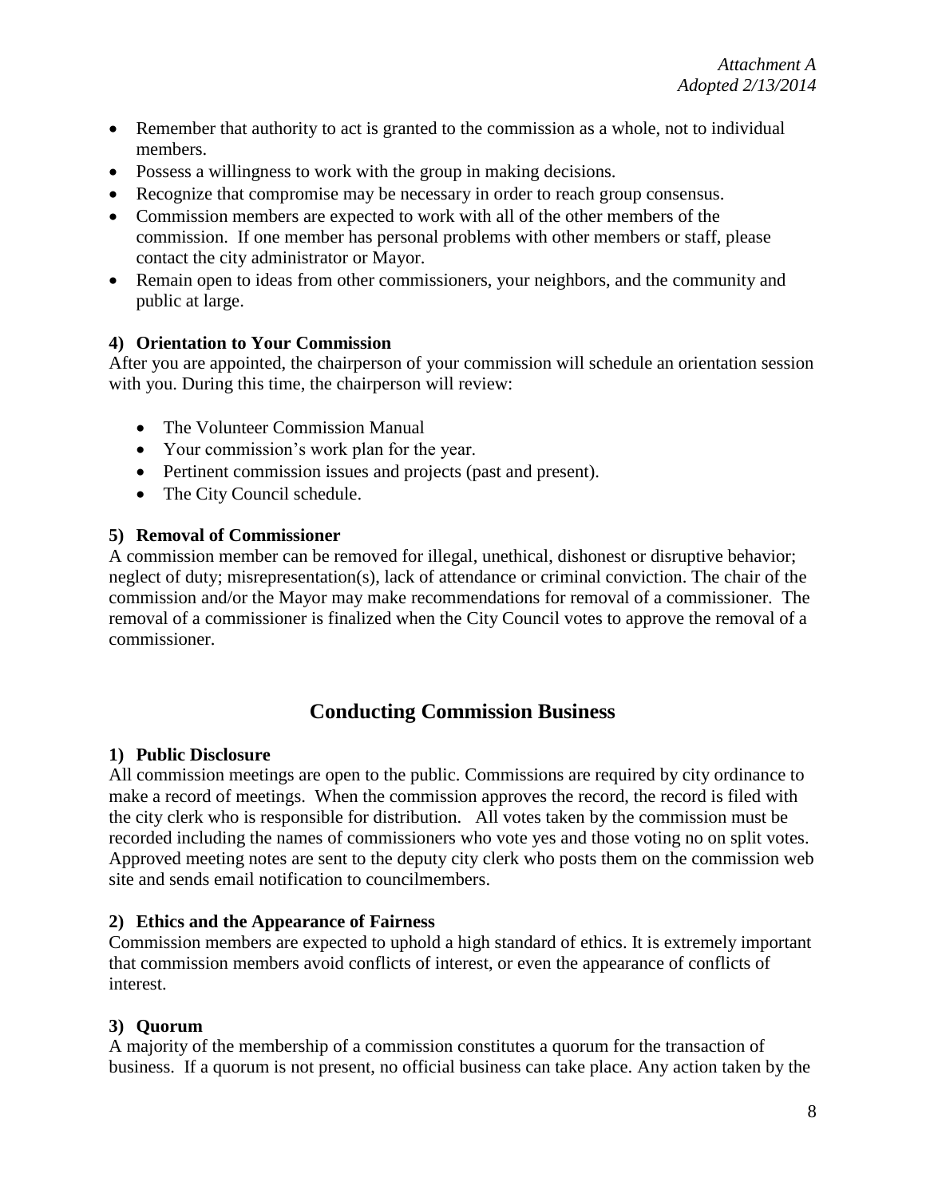*Attachment A*
*Adopted 2/13/2014*

- Remember that authority to act is granted to the commission as a whole, not to individual members.
- Possess a willingness to work with the group in making decisions.
- Recognize that compromise may be necessary in order to reach group consensus.
- Commission members are expected to work with all of the other members of the commission. If one member has personal problems with other members or staff, please contact the city administrator or Mayor.
- Remain open to ideas from other commissioners, your neighbors, and the community and public at large.

**4) Orientation to Your Commission**

After you are appointed, the chairperson of your commission will schedule an orientation session with you. During this time, the chairperson will review:

- The Volunteer Commission Manual
- Your commission's work plan for the year.
- Pertinent commission issues and projects (past and present).
- The City Council schedule.

**5) Removal of Commissioner**

A commission member can be removed for illegal, unethical, dishonest or disruptive behavior; neglect of duty; misrepresentation(s), lack of attendance or criminal conviction. The chair of the commission and/or the Mayor may make recommendations for removal of a commissioner. The removal of a commissioner is finalized when the City Council votes to approve the removal of a commissioner.

## Conducting Commission Business

**1) Public Disclosure**

All commission meetings are open to the public. Commissions are required by city ordinance to make a record of meetings. When the commission approves the record, the record is filed with the city clerk who is responsible for distribution. All votes taken by the commission must be recorded including the names of commissioners who vote yes and those voting no on split votes. Approved meeting notes are sent to the deputy city clerk who posts them on the commission web site and sends email notification to councilmembers.

**2) Ethics and the Appearance of Fairness**

Commission members are expected to uphold a high standard of ethics. It is extremely important that commission members avoid conflicts of interest, or even the appearance of conflicts of interest.

**3) Quorum**

A majority of the membership of a commission constitutes a quorum for the transaction of business. If a quorum is not present, no official business can take place. Any action taken by the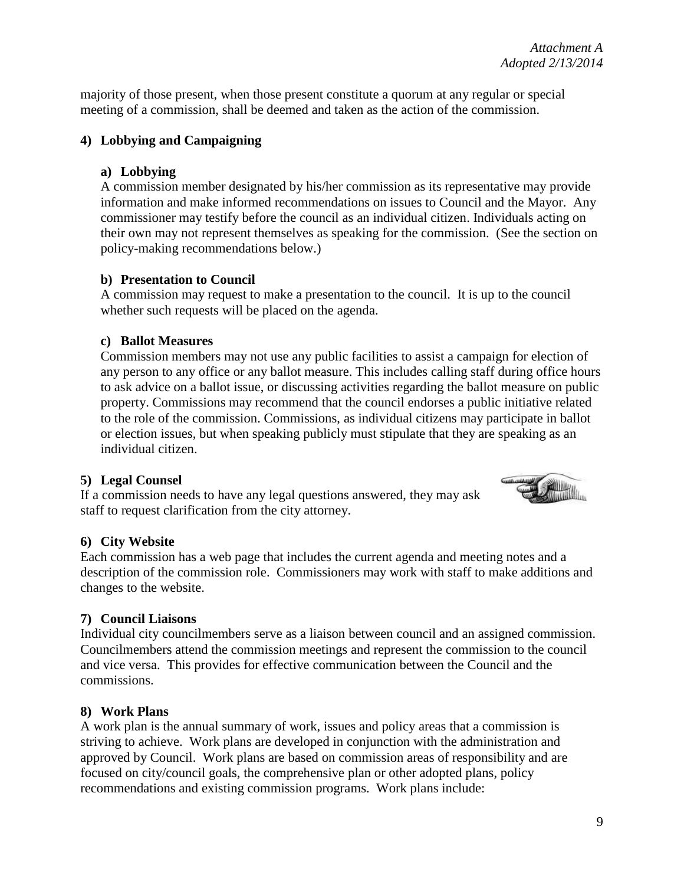majority of those present, when those present constitute a quorum at any regular or special meeting of a commission, shall be deemed and taken as the action of the commission.

### 4) Lobbying and Campaigning

#### a) Lobbying

A commission member designated by his/her commission as its representative may provide information and make informed recommendations on issues to Council and the Mayor. Any commissioner may testify before the council as an individual citizen. Individuals acting on their own may not represent themselves as speaking for the commission. (See the section on policy-making recommendations below.)

#### b) Presentation to Council

A commission may request to make a presentation to the council. It is up to the council whether such requests will be placed on the agenda.

#### c) Ballot Measures

Commission members may not use any public facilities to assist a campaign for election of any person to any office or any ballot measure. This includes calling staff during office hours to ask advice on a ballot issue, or discussing activities regarding the ballot measure on public property. Commissions may recommend that the council endorses a public initiative related to the role of the commission. Commissions, as individual citizens may participate in ballot or election issues, but when speaking publicly must stipulate that they are speaking as an individual citizen.

### 5) Legal Counsel

If a commission needs to have any legal questions answered, they may ask staff to request clarification from the city attorney.

### 6) City Website

Each commission has a web page that includes the current agenda and meeting notes and a description of the commission role. Commissioners may work with staff to make additions and changes to the website.

### 7) Council Liaisons

Individual city councilmembers serve as a liaison between council and an assigned commission. Councilmembers attend the commission meetings and represent the commission to the council and vice versa. This provides for effective communication between the Council and the commissions.

### 8) Work Plans

A work plan is the annual summary of work, issues and policy areas that a commission is striving to achieve. Work plans are developed in conjunction with the administration and approved by Council. Work plans are based on commission areas of responsibility and are focused on city/council goals, the comprehensive plan or other adopted plans, policy recommendations and existing commission programs. Work plans include: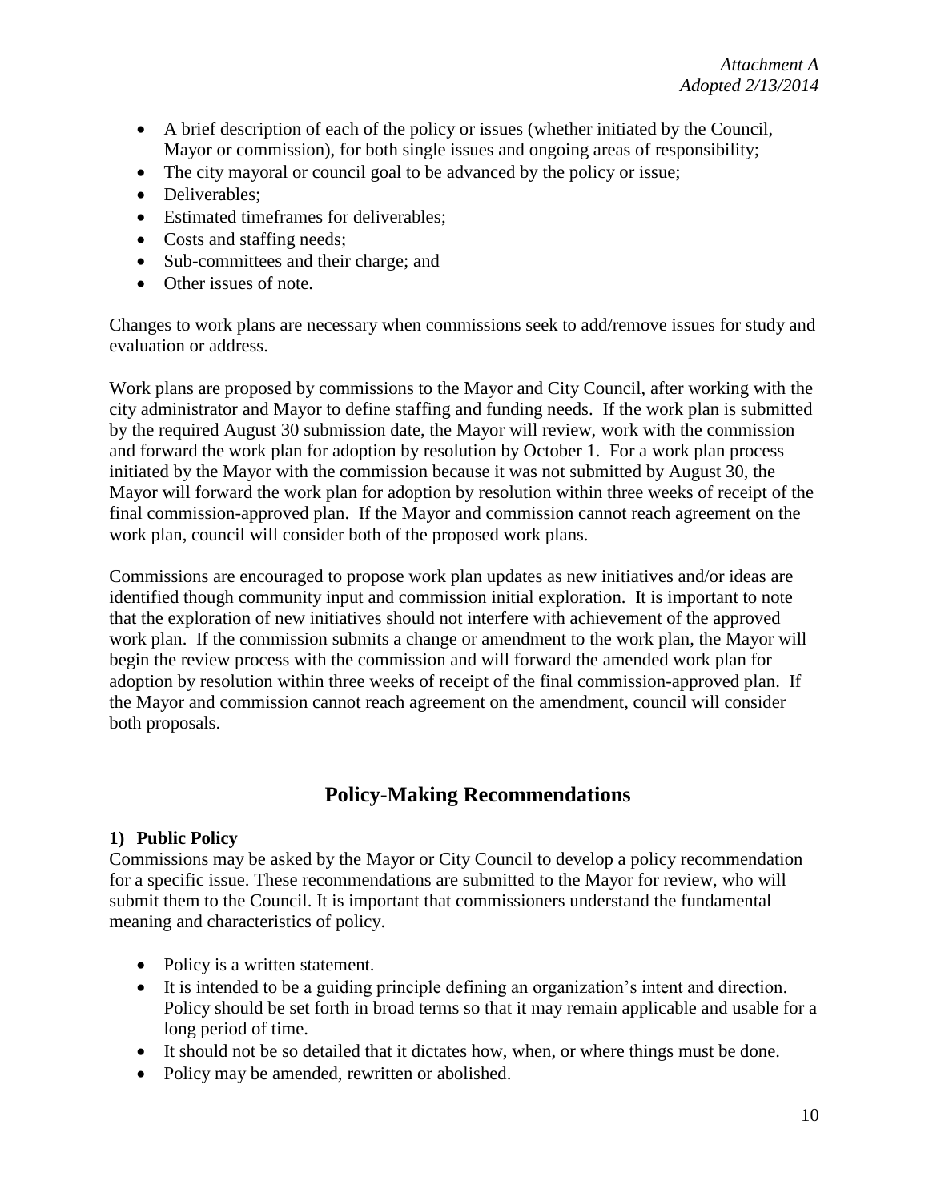- A brief description of each of the policy or issues (whether initiated by the Council, Mayor or commission), for both single issues and ongoing areas of responsibility;
- The city mayoral or council goal to be advanced by the policy or issue;
- Deliverables;
- Estimated timeframes for deliverables;
- Costs and staffing needs;
- Sub-committees and their charge; and
- Other issues of note.

Changes to work plans are necessary when commissions seek to add/remove issues for study and evaluation or address.

Work plans are proposed by commissions to the Mayor and City Council, after working with the city administrator and Mayor to define staffing and funding needs. If the work plan is submitted by the required August 30 submission date, the Mayor will review, work with the commission and forward the work plan for adoption by resolution by October 1. For a work plan process initiated by the Mayor with the commission because it was not submitted by August 30, the Mayor will forward the work plan for adoption by resolution within three weeks of receipt of the final commission-approved plan. If the Mayor and commission cannot reach agreement on the work plan, council will consider both of the proposed work plans.

Commissions are encouraged to propose work plan updates as new initiatives and/or ideas are identified though community input and commission initial exploration. It is important to note that the exploration of new initiatives should not interfere with achievement of the approved work plan. If the commission submits a change or amendment to the work plan, the Mayor will begin the review process with the commission and will forward the amended work plan for adoption by resolution within three weeks of receipt of the final commission-approved plan. If the Mayor and commission cannot reach agreement on the amendment, council will consider both proposals.

## Policy-Making Recommendations

### 1) Public Policy

Commissions may be asked by the Mayor or City Council to develop a policy recommendation for a specific issue. These recommendations are submitted to the Mayor for review, who will submit them to the Council. It is important that commissioners understand the fundamental meaning and characteristics of policy.

- Policy is a written statement.
- It is intended to be a guiding principle defining an organization's intent and direction. Policy should be set forth in broad terms so that it may remain applicable and usable for a long period of time.
- It should not be so detailed that it dictates how, when, or where things must be done.
- Policy may be amended, rewritten or abolished.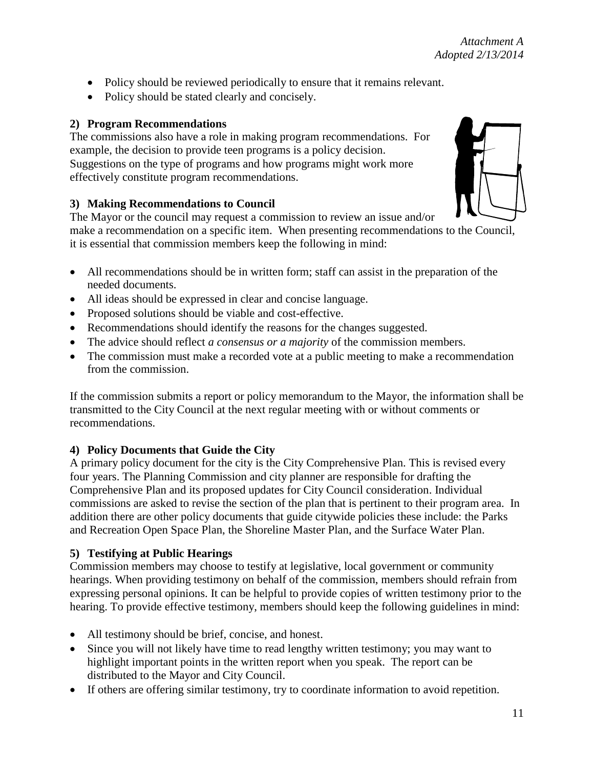*Attachment A*
*Adopted 2/13/2014*

- Policy should be reviewed periodically to ensure that it remains relevant.
- Policy should be stated clearly and concisely.

### 2) Program Recommendations

The commissions also have a role in making program recommendations. For example, the decision to provide teen programs is a policy decision. Suggestions on the type of programs and how programs might work more effectively constitute program recommendations.

### 3) Making Recommendations to Council

The Mayor or the council may request a commission to review an issue and/or make a recommendation on a specific item. When presenting recommendations to the Council, it is essential that commission members keep the following in mind:

- All recommendations should be in written form; staff can assist in the preparation of the needed documents.
- All ideas should be expressed in clear and concise language.
- Proposed solutions should be viable and cost-effective.
- Recommendations should identify the reasons for the changes suggested.
- The advice should reflect *a consensus or a majority* of the commission members.
- The commission must make a recorded vote at a public meeting to make a recommendation from the commission.

If the commission submits a report or policy memorandum to the Mayor, the information shall be transmitted to the City Council at the next regular meeting with or without comments or recommendations.

### 4) Policy Documents that Guide the City

A primary policy document for the city is the City Comprehensive Plan. This is revised every four years. The Planning Commission and city planner are responsible for drafting the Comprehensive Plan and its proposed updates for City Council consideration. Individual commissions are asked to revise the section of the plan that is pertinent to their program area. In addition there are other policy documents that guide citywide policies these include: the Parks and Recreation Open Space Plan, the Shoreline Master Plan, and the Surface Water Plan.

### 5) Testifying at Public Hearings

Commission members may choose to testify at legislative, local government or community hearings. When providing testimony on behalf of the commission, members should refrain from expressing personal opinions. It can be helpful to provide copies of written testimony prior to the hearing. To provide effective testimony, members should keep the following guidelines in mind:

- All testimony should be brief, concise, and honest.
- Since you will not likely have time to read lengthy written testimony; you may want to highlight important points in the written report when you speak. The report can be distributed to the Mayor and City Council.
- If others are offering similar testimony, try to coordinate information to avoid repetition.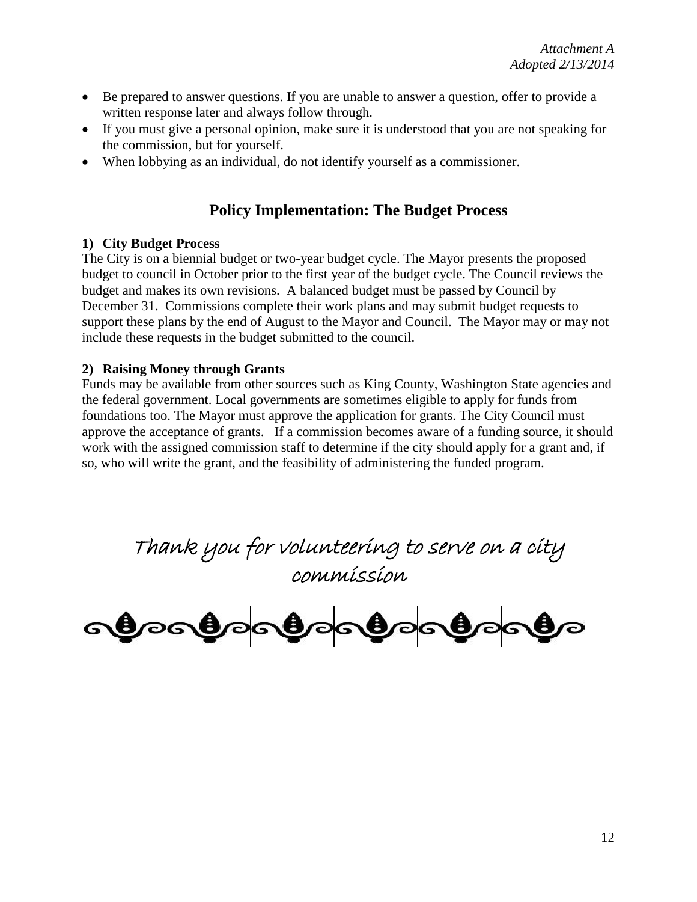*Attachment A*
*Adopted 2/13/2014*

- Be prepared to answer questions. If you are unable to answer a question, offer to provide a written response later and always follow through.
- If you must give a personal opinion, make sure it is understood that you are not speaking for the commission, but for yourself.
- When lobbying as an individual, do not identify yourself as a commissioner.

## Policy Implementation: The Budget Process

**1) City Budget Process**

The City is on a biennial budget or two-year budget cycle. The Mayor presents the proposed budget to council in October prior to the first year of the budget cycle. The Council reviews the budget and makes its own revisions. A balanced budget must be passed by Council by December 31. Commissions complete their work plans and may submit budget requests to support these plans by the end of August to the Mayor and Council. The Mayor may or may not include these requests in the budget submitted to the council.

**2) Raising Money through Grants**

Funds may be available from other sources such as King County, Washington State agencies and the federal government. Local governments are sometimes eligible to apply for funds from foundations too. The Mayor must approve the application for grants. The City Council must approve the acceptance of grants. If a commission becomes aware of a funding source, it should work with the assigned commission staff to determine if the city should apply for a grant and, if so, who will write the grant, and the feasibility of administering the funded program.

*Thank you for volunteering to serve on a city commission*